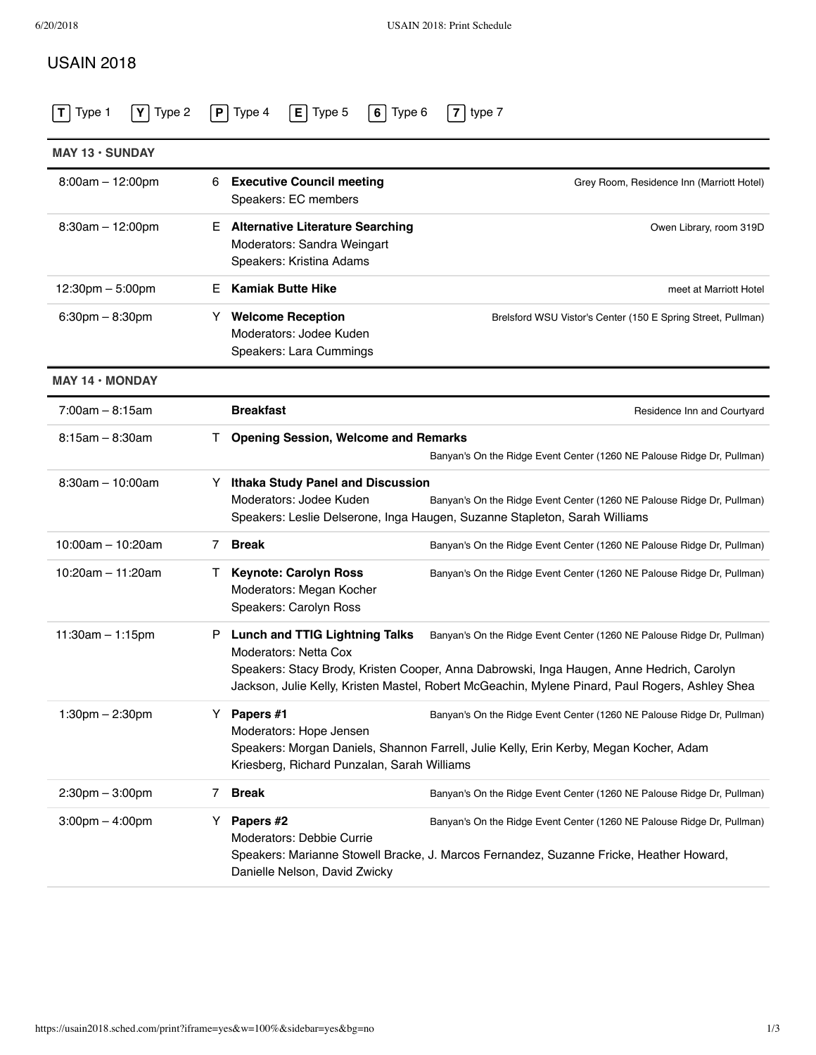# USAIN 2018

**T** Type 1 **Y** Type 2 **P** Type 4 **E** Type 5 **6** Type 6 **7** type 7

## MAY 13 • SUNDAY

| Time | Type | Session | Location |
|---|---|---|---|
| 8:00am – 12:00pm | 6 | **Executive Council meeting**<br>Speakers: EC members | Grey Room, Residence Inn (Marriott Hotel) |
| 8:30am – 12:00pm | E | **Alternative Literature Searching**<br>Moderators: Sandra Weingart<br>Speakers: Kristina Adams | Owen Library, room 319D |
| 12:30pm – 5:00pm | E | **Kamiak Butte Hike** | meet at Marriott Hotel |
| 6:30pm – 8:30pm | Y | **Welcome Reception**<br>Moderators: Jodee Kuden<br>Speakers: Lara Cummings | Brelsford WSU Vistor's Center (150 E Spring Street, Pullman) |

## MAY 14 • MONDAY

| Time | Type | Session | Location |
|---|---|---|---|
| 7:00am – 8:15am | | **Breakfast** | Residence Inn and Courtyard |
| 8:15am – 8:30am | T | **Opening Session, Welcome and Remarks** | Banyan's On the Ridge Event Center (1260 NE Palouse Ridge Dr, Pullman) |
| 8:30am – 10:00am | Y | **Ithaka Study Panel and Discussion**<br>Moderators: Jodee Kuden<br>Speakers: Leslie Delserone, Inga Haugen, Suzanne Stapleton, Sarah Williams | Banyan's On the Ridge Event Center (1260 NE Palouse Ridge Dr, Pullman) |
| 10:00am – 10:20am | 7 | **Break** | Banyan's On the Ridge Event Center (1260 NE Palouse Ridge Dr, Pullman) |
| 10:20am – 11:20am | T | **Keynote: Carolyn Ross**<br>Moderators: Megan Kocher<br>Speakers: Carolyn Ross | Banyan's On the Ridge Event Center (1260 NE Palouse Ridge Dr, Pullman) |
| 11:30am – 1:15pm | P | **Lunch and TTIG Lightning Talks**<br>Moderators: Netta Cox<br>Speakers: Stacy Brody, Kristen Cooper, Anna Dabrowski, Inga Haugen, Anne Hedrich, Carolyn Jackson, Julie Kelly, Kristen Mastel, Robert McGeachin, Mylene Pinard, Paul Rogers, Ashley Shea | Banyan's On the Ridge Event Center (1260 NE Palouse Ridge Dr, Pullman) |
| 1:30pm – 2:30pm | Y | **Papers #1**<br>Moderators: Hope Jensen<br>Speakers: Morgan Daniels, Shannon Farrell, Julie Kelly, Erin Kerby, Megan Kocher, Adam Kriesberg, Richard Punzalan, Sarah Williams | Banyan's On the Ridge Event Center (1260 NE Palouse Ridge Dr, Pullman) |
| 2:30pm – 3:00pm | 7 | **Break** | Banyan's On the Ridge Event Center (1260 NE Palouse Ridge Dr, Pullman) |
| 3:00pm – 4:00pm | Y | **Papers #2**<br>Moderators: Debbie Currie<br>Speakers: Marianne Stowell Bracke, J. Marcos Fernandez, Suzanne Fricke, Heather Howard, Danielle Nelson, David Zwicky | Banyan's On the Ridge Event Center (1260 NE Palouse Ridge Dr, Pullman) |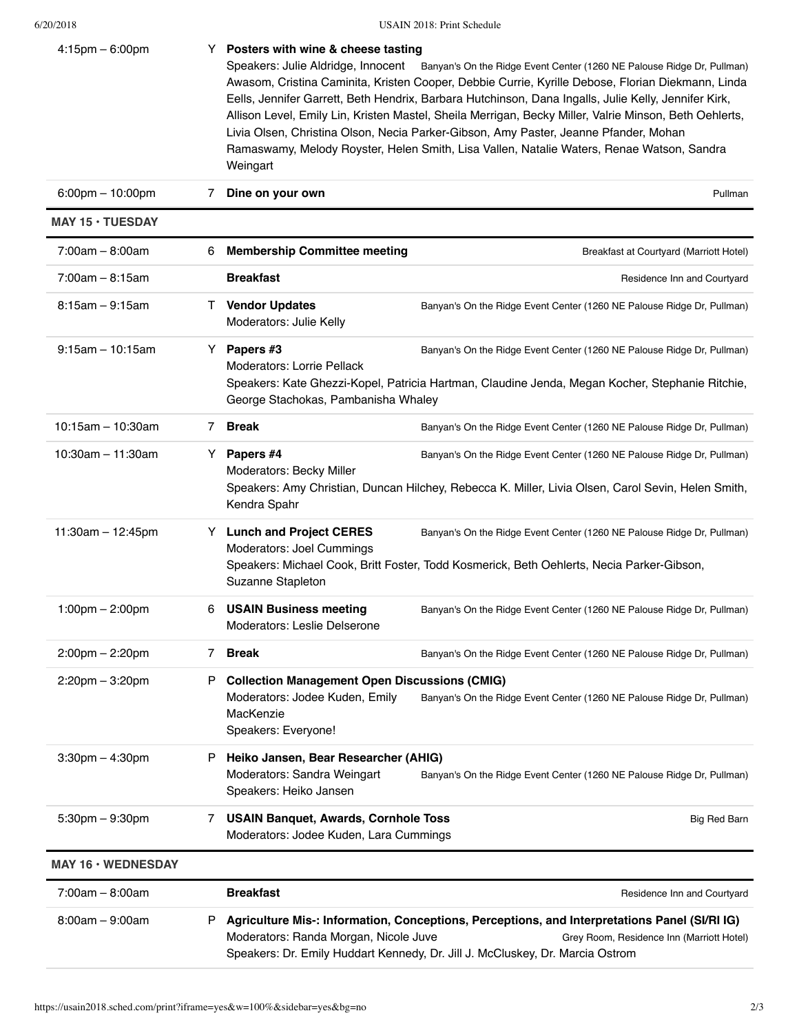| Time | | Event | Location |
| --- | --- | --- | --- |
| 4:15pm – 6:00pm | Y | **Posters with wine & cheese tasting**<br>Speakers: Julie Aldridge, Innocent Awasom, Cristina Caminita, Kristen Cooper, Debbie Currie, Kyrille Debose, Florian Diekmann, Linda Eells, Jennifer Garrett, Beth Hendrix, Barbara Hutchinson, Dana Ingalls, Julie Kelly, Jennifer Kirk, Allison Level, Emily Lin, Kristen Mastel, Sheila Merrigan, Becky Miller, Valrie Minson, Beth Oehlerts, Livia Olsen, Christina Olson, Necia Parker-Gibson, Amy Paster, Jeanne Pfander, Mohan Ramaswamy, Melody Royster, Helen Smith, Lisa Vallen, Natalie Waters, Renae Watson, Sandra Weingart | Banyan's On the Ridge Event Center (1260 NE Palouse Ridge Dr, Pullman) |
| 6:00pm – 10:00pm | 7 | **Dine on your own** | Pullman |

## MAY 15 • TUESDAY

| Time | | Event | Location |
| --- | --- | --- | --- |
| 7:00am – 8:00am | 6 | **Membership Committee meeting** | Breakfast at Courtyard (Marriott Hotel) |
| 7:00am – 8:15am | | **Breakfast** | Residence Inn and Courtyard |
| 8:15am – 9:15am | T | **Vendor Updates**<br>Moderators: Julie Kelly | Banyan's On the Ridge Event Center (1260 NE Palouse Ridge Dr, Pullman) |
| 9:15am – 10:15am | Y | **Papers #3**<br>Moderators: Lorrie Pellack<br>Speakers: Kate Ghezzi-Kopel, Patricia Hartman, Claudine Jenda, Megan Kocher, Stephanie Ritchie, George Stachokas, Pambanisha Whaley | Banyan's On the Ridge Event Center (1260 NE Palouse Ridge Dr, Pullman) |
| 10:15am – 10:30am | 7 | **Break** | Banyan's On the Ridge Event Center (1260 NE Palouse Ridge Dr, Pullman) |
| 10:30am – 11:30am | Y | **Papers #4**<br>Moderators: Becky Miller<br>Speakers: Amy Christian, Duncan Hilchey, Rebecca K. Miller, Livia Olsen, Carol Sevin, Helen Smith, Kendra Spahr | Banyan's On the Ridge Event Center (1260 NE Palouse Ridge Dr, Pullman) |
| 11:30am – 12:45pm | Y | **Lunch and Project CERES**<br>Moderators: Joel Cummings<br>Speakers: Michael Cook, Britt Foster, Todd Kosmerick, Beth Oehlerts, Necia Parker-Gibson, Suzanne Stapleton | Banyan's On the Ridge Event Center (1260 NE Palouse Ridge Dr, Pullman) |
| 1:00pm – 2:00pm | 6 | **USAIN Business meeting**<br>Moderators: Leslie Delserone | Banyan's On the Ridge Event Center (1260 NE Palouse Ridge Dr, Pullman) |
| 2:00pm – 2:20pm | 7 | **Break** | Banyan's On the Ridge Event Center (1260 NE Palouse Ridge Dr, Pullman) |
| 2:20pm – 3:20pm | P | **Collection Management Open Discussions (CMIG)**<br>Moderators: Jodee Kuden, Emily MacKenzie<br>Speakers: Everyone! | Banyan's On the Ridge Event Center (1260 NE Palouse Ridge Dr, Pullman) |
| 3:30pm – 4:30pm | P | **Heiko Jansen, Bear Researcher (AHIG)**<br>Moderators: Sandra Weingart<br>Speakers: Heiko Jansen | Banyan's On the Ridge Event Center (1260 NE Palouse Ridge Dr, Pullman) |
| 5:30pm – 9:30pm | 7 | **USAIN Banquet, Awards, Cornhole Toss**<br>Moderators: Jodee Kuden, Lara Cummings | Big Red Barn |

## MAY 16 • WEDNESDAY

| Time | | Event | Location |
| --- | --- | --- | --- |
| 7:00am – 8:00am | | **Breakfast** | Residence Inn and Courtyard |
| 8:00am – 9:00am | P | **Agriculture Mis-: Information, Conceptions, Perceptions, and Interpretations Panel (SI/RI IG)**<br>Moderators: Randa Morgan, Nicole Juve<br>Speakers: Dr. Emily Huddart Kennedy, Dr. Jill J. McCluskey, Dr. Marcia Ostrom | Grey Room, Residence Inn (Marriott Hotel) |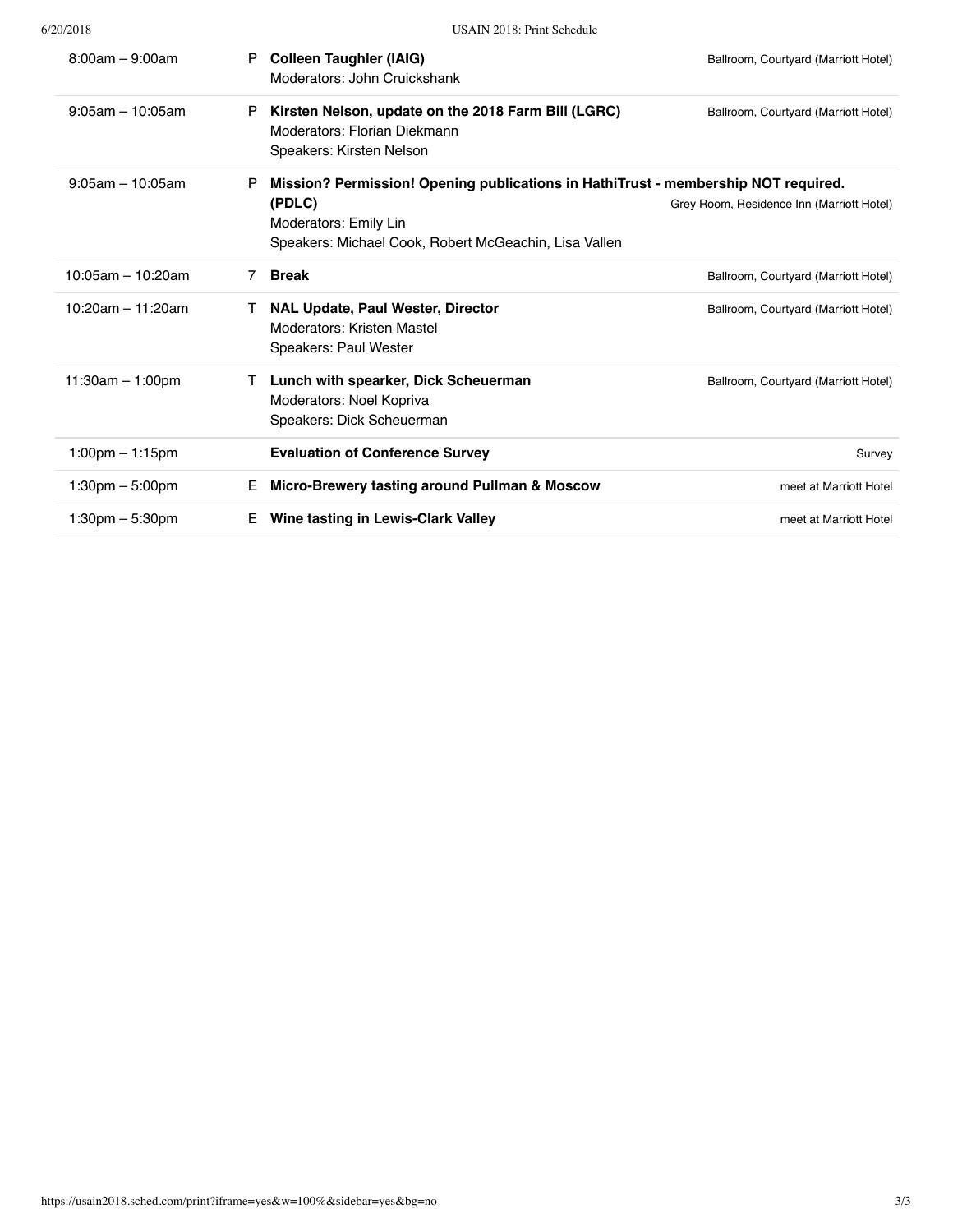| | | | |
|---|---|---|---|
| 8:00am – 9:00am | P | **Colleen Taughler (IAIG)**<br>Moderators: John Cruickshank | Ballroom, Courtyard (Marriott Hotel) |
| 9:05am – 10:05am | P | **Kirsten Nelson, update on the 2018 Farm Bill (LGRC)**<br>Moderators: Florian Diekmann<br>Speakers: Kirsten Nelson | Ballroom, Courtyard (Marriott Hotel) |
| 9:05am – 10:05am | P | **Mission? Permission! Opening publications in HathiTrust - membership NOT required. (PDLC)**<br>Moderators: Emily Lin<br>Speakers: Michael Cook, Robert McGeachin, Lisa Vallen | Grey Room, Residence Inn (Marriott Hotel) |
| 10:05am – 10:20am | 7 | **Break** | Ballroom, Courtyard (Marriott Hotel) |
| 10:20am – 11:20am | T | **NAL Update, Paul Wester, Director**<br>Moderators: Kristen Mastel<br>Speakers: Paul Wester | Ballroom, Courtyard (Marriott Hotel) |
| 11:30am – 1:00pm | T | **Lunch with spearker, Dick Scheuerman**<br>Moderators: Noel Kopriva<br>Speakers: Dick Scheuerman | Ballroom, Courtyard (Marriott Hotel) |
| 1:00pm – 1:15pm | | **Evaluation of Conference Survey** | Survey |
| 1:30pm – 5:00pm | E | **Micro-Brewery tasting around Pullman & Moscow** | meet at Marriott Hotel |
| 1:30pm – 5:30pm | E | **Wine tasting in Lewis-Clark Valley** | meet at Marriott Hotel |